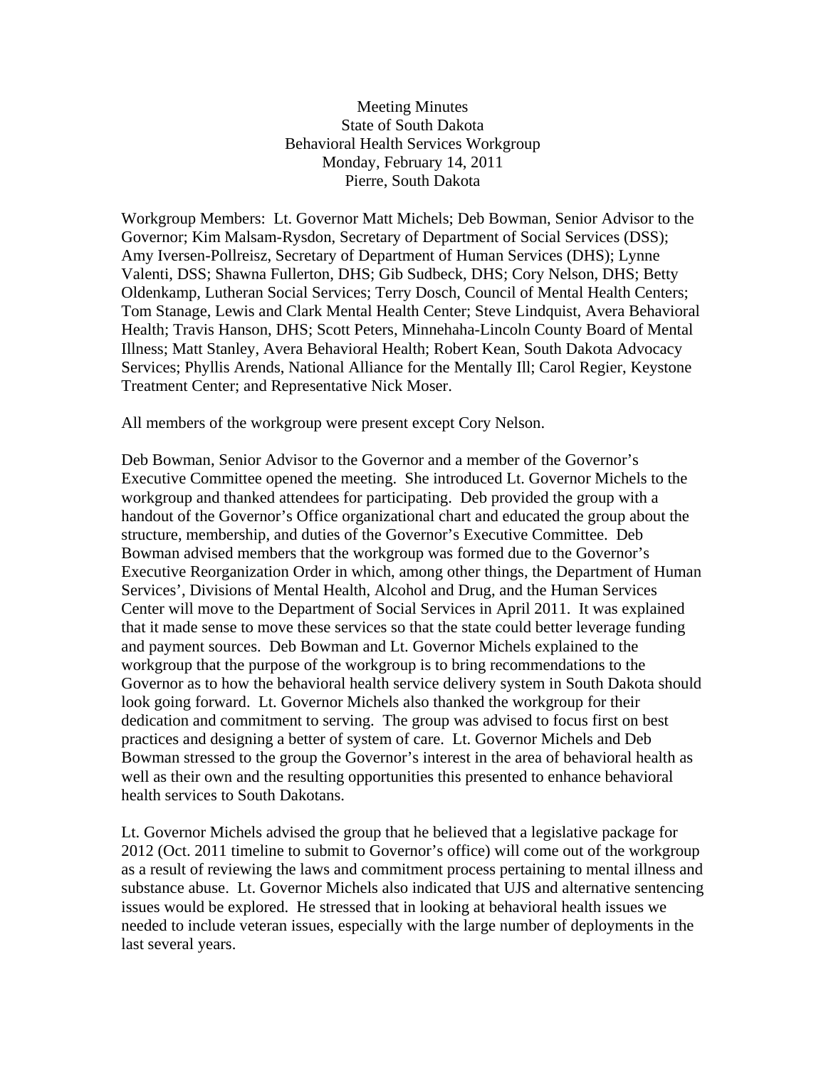Meeting Minutes
State of South Dakota
Behavioral Health Services Workgroup
Monday, February 14, 2011
Pierre, South Dakota

Workgroup Members: Lt. Governor Matt Michels; Deb Bowman, Senior Advisor to the Governor; Kim Malsam-Rysdon, Secretary of Department of Social Services (DSS); Amy Iversen-Pollreisz, Secretary of Department of Human Services (DHS); Lynne Valenti, DSS; Shawna Fullerton, DHS; Gib Sudbeck, DHS; Cory Nelson, DHS; Betty Oldenkamp, Lutheran Social Services; Terry Dosch, Council of Mental Health Centers; Tom Stanage, Lewis and Clark Mental Health Center; Steve Lindquist, Avera Behavioral Health; Travis Hanson, DHS; Scott Peters, Minnehaha-Lincoln County Board of Mental Illness; Matt Stanley, Avera Behavioral Health; Robert Kean, South Dakota Advocacy Services; Phyllis Arends, National Alliance for the Mentally Ill; Carol Regier, Keystone Treatment Center; and Representative Nick Moser.

All members of the workgroup were present except Cory Nelson.

Deb Bowman, Senior Advisor to the Governor and a member of the Governor's Executive Committee opened the meeting. She introduced Lt. Governor Michels to the workgroup and thanked attendees for participating. Deb provided the group with a handout of the Governor's Office organizational chart and educated the group about the structure, membership, and duties of the Governor's Executive Committee. Deb Bowman advised members that the workgroup was formed due to the Governor's Executive Reorganization Order in which, among other things, the Department of Human Services', Divisions of Mental Health, Alcohol and Drug, and the Human Services Center will move to the Department of Social Services in April 2011. It was explained that it made sense to move these services so that the state could better leverage funding and payment sources. Deb Bowman and Lt. Governor Michels explained to the workgroup that the purpose of the workgroup is to bring recommendations to the Governor as to how the behavioral health service delivery system in South Dakota should look going forward. Lt. Governor Michels also thanked the workgroup for their dedication and commitment to serving. The group was advised to focus first on best practices and designing a better of system of care. Lt. Governor Michels and Deb Bowman stressed to the group the Governor's interest in the area of behavioral health as well as their own and the resulting opportunities this presented to enhance behavioral health services to South Dakotans.

Lt. Governor Michels advised the group that he believed that a legislative package for 2012 (Oct. 2011 timeline to submit to Governor's office) will come out of the workgroup as a result of reviewing the laws and commitment process pertaining to mental illness and substance abuse. Lt. Governor Michels also indicated that UJS and alternative sentencing issues would be explored. He stressed that in looking at behavioral health issues we needed to include veteran issues, especially with the large number of deployments in the last several years.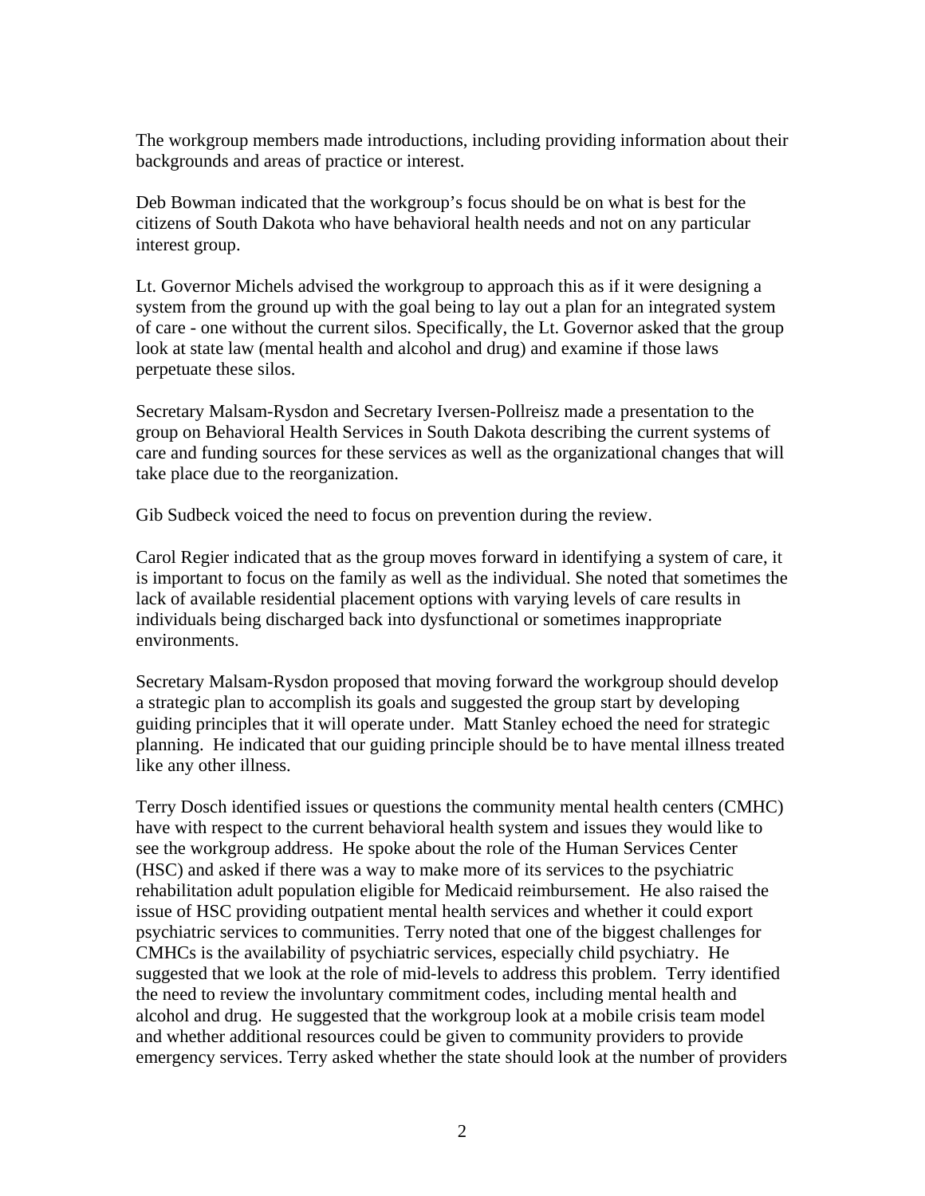The workgroup members made introductions, including providing information about their backgrounds and areas of practice or interest.

Deb Bowman indicated that the workgroup's focus should be on what is best for the citizens of South Dakota who have behavioral health needs and not on any particular interest group.

Lt. Governor Michels advised the workgroup to approach this as if it were designing a system from the ground up with the goal being to lay out a plan for an integrated system of care - one without the current silos. Specifically, the Lt. Governor asked that the group look at state law (mental health and alcohol and drug) and examine if those laws perpetuate these silos.

Secretary Malsam-Rysdon and Secretary Iversen-Pollreisz made a presentation to the group on Behavioral Health Services in South Dakota describing the current systems of care and funding sources for these services as well as the organizational changes that will take place due to the reorganization.

Gib Sudbeck voiced the need to focus on prevention during the review.

Carol Regier indicated that as the group moves forward in identifying a system of care, it is important to focus on the family as well as the individual. She noted that sometimes the lack of available residential placement options with varying levels of care results in individuals being discharged back into dysfunctional or sometimes inappropriate environments.

Secretary Malsam-Rysdon proposed that moving forward the workgroup should develop a strategic plan to accomplish its goals and suggested the group start by developing guiding principles that it will operate under. Matt Stanley echoed the need for strategic planning. He indicated that our guiding principle should be to have mental illness treated like any other illness.

Terry Dosch identified issues or questions the community mental health centers (CMHC) have with respect to the current behavioral health system and issues they would like to see the workgroup address. He spoke about the role of the Human Services Center (HSC) and asked if there was a way to make more of its services to the psychiatric rehabilitation adult population eligible for Medicaid reimbursement. He also raised the issue of HSC providing outpatient mental health services and whether it could export psychiatric services to communities. Terry noted that one of the biggest challenges for CMHCs is the availability of psychiatric services, especially child psychiatry. He suggested that we look at the role of mid-levels to address this problem. Terry identified the need to review the involuntary commitment codes, including mental health and alcohol and drug. He suggested that the workgroup look at a mobile crisis team model and whether additional resources could be given to community providers to provide emergency services. Terry asked whether the state should look at the number of providers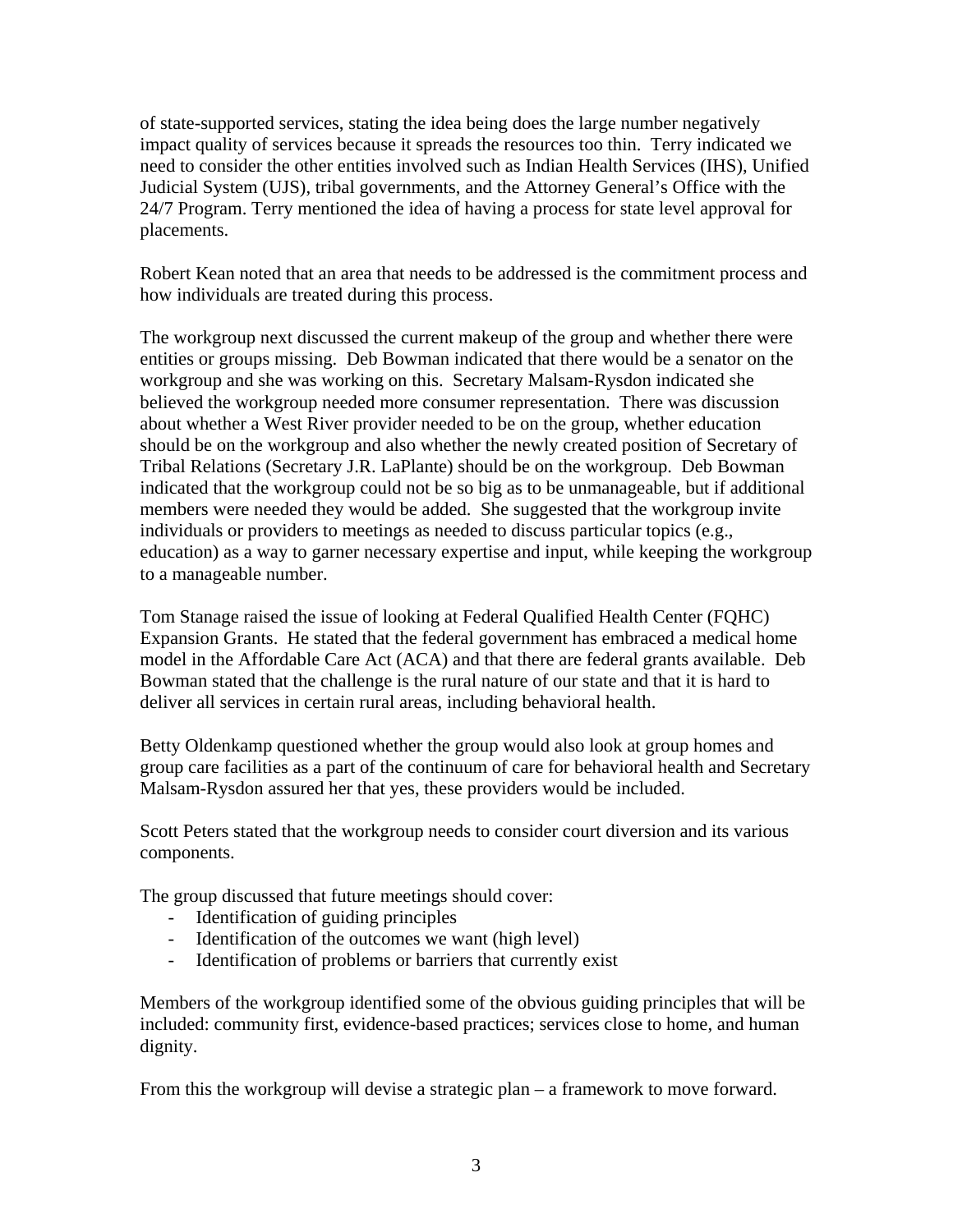of state-supported services, stating the idea being does the large number negatively impact quality of services because it spreads the resources too thin. Terry indicated we need to consider the other entities involved such as Indian Health Services (IHS), Unified Judicial System (UJS), tribal governments, and the Attorney General's Office with the 24/7 Program. Terry mentioned the idea of having a process for state level approval for placements.

Robert Kean noted that an area that needs to be addressed is the commitment process and how individuals are treated during this process.

The workgroup next discussed the current makeup of the group and whether there were entities or groups missing. Deb Bowman indicated that there would be a senator on the workgroup and she was working on this. Secretary Malsam-Rysdon indicated she believed the workgroup needed more consumer representation. There was discussion about whether a West River provider needed to be on the group, whether education should be on the workgroup and also whether the newly created position of Secretary of Tribal Relations (Secretary J.R. LaPlante) should be on the workgroup. Deb Bowman indicated that the workgroup could not be so big as to be unmanageable, but if additional members were needed they would be added. She suggested that the workgroup invite individuals or providers to meetings as needed to discuss particular topics (e.g., education) as a way to garner necessary expertise and input, while keeping the workgroup to a manageable number.

Tom Stanage raised the issue of looking at Federal Qualified Health Center (FQHC) Expansion Grants. He stated that the federal government has embraced a medical home model in the Affordable Care Act (ACA) and that there are federal grants available. Deb Bowman stated that the challenge is the rural nature of our state and that it is hard to deliver all services in certain rural areas, including behavioral health.

Betty Oldenkamp questioned whether the group would also look at group homes and group care facilities as a part of the continuum of care for behavioral health and Secretary Malsam-Rysdon assured her that yes, these providers would be included.

Scott Peters stated that the workgroup needs to consider court diversion and its various components.

The group discussed that future meetings should cover:

- Identification of guiding principles
- Identification of the outcomes we want (high level)
- Identification of problems or barriers that currently exist

Members of the workgroup identified some of the obvious guiding principles that will be included: community first, evidence-based practices; services close to home, and human dignity.

From this the workgroup will devise a strategic plan – a framework to move forward.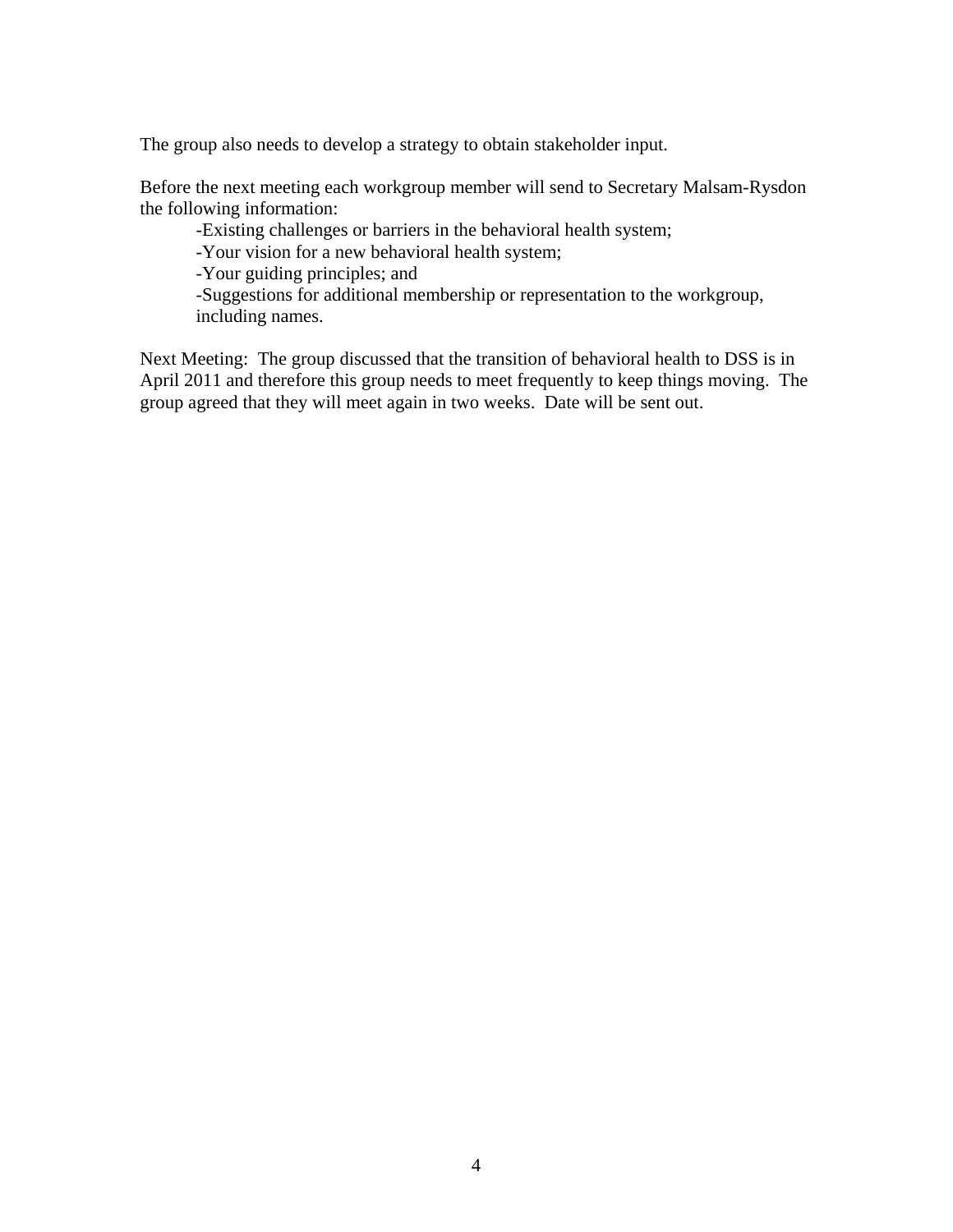The group also needs to develop a strategy to obtain stakeholder input.

Before the next meeting each workgroup member will send to Secretary Malsam-Rysdon the following information:

- Existing challenges or barriers in the behavioral health system;
- Your vision for a new behavioral health system;
- Your guiding principles; and
- Suggestions for additional membership or representation to the workgroup, including names.

Next Meeting: The group discussed that the transition of behavioral health to DSS is in April 2011 and therefore this group needs to meet frequently to keep things moving. The group agreed that they will meet again in two weeks. Date will be sent out.